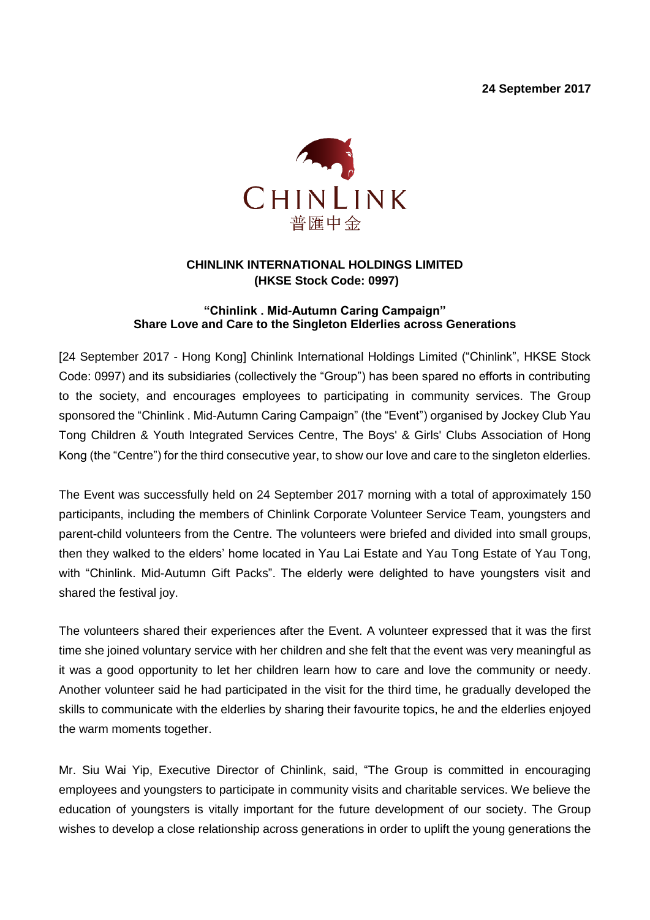**24 September 2017**

CHINLINK
普匯中金

**CHINLINK INTERNATIONAL HOLDINGS LIMITED**
**(HKSE Stock Code: 0997)**

**"Chinlink . Mid-Autumn Caring Campaign"**
**Share Love and Care to the Singleton Elderlies across Generations**

[24 September 2017 - Hong Kong] Chinlink International Holdings Limited ("Chinlink", HKSE Stock Code: 0997) and its subsidiaries (collectively the "Group") has been spared no efforts in contributing to the society, and encourages employees to participating in community services. The Group sponsored the "Chinlink . Mid-Autumn Caring Campaign" (the "Event") organised by Jockey Club Yau Tong Children & Youth Integrated Services Centre, The Boys' & Girls' Clubs Association of Hong Kong (the "Centre") for the third consecutive year, to show our love and care to the singleton elderlies.

The Event was successfully held on 24 September 2017 morning with a total of approximately 150 participants, including the members of Chinlink Corporate Volunteer Service Team, youngsters and parent-child volunteers from the Centre. The volunteers were briefed and divided into small groups, then they walked to the elders' home located in Yau Lai Estate and Yau Tong Estate of Yau Tong, with "Chinlink. Mid-Autumn Gift Packs". The elderly were delighted to have youngsters visit and shared the festival joy.

The volunteers shared their experiences after the Event. A volunteer expressed that it was the first time she joined voluntary service with her children and she felt that the event was very meaningful as it was a good opportunity to let her children learn how to care and love the community or needy. Another volunteer said he had participated in the visit for the third time, he gradually developed the skills to communicate with the elderlies by sharing their favourite topics, he and the elderlies enjoyed the warm moments together.

Mr. Siu Wai Yip, Executive Director of Chinlink, said, "The Group is committed in encouraging employees and youngsters to participate in community visits and charitable services. We believe the education of youngsters is vitally important for the future development of our society. The Group wishes to develop a close relationship across generations in order to uplift the young generations the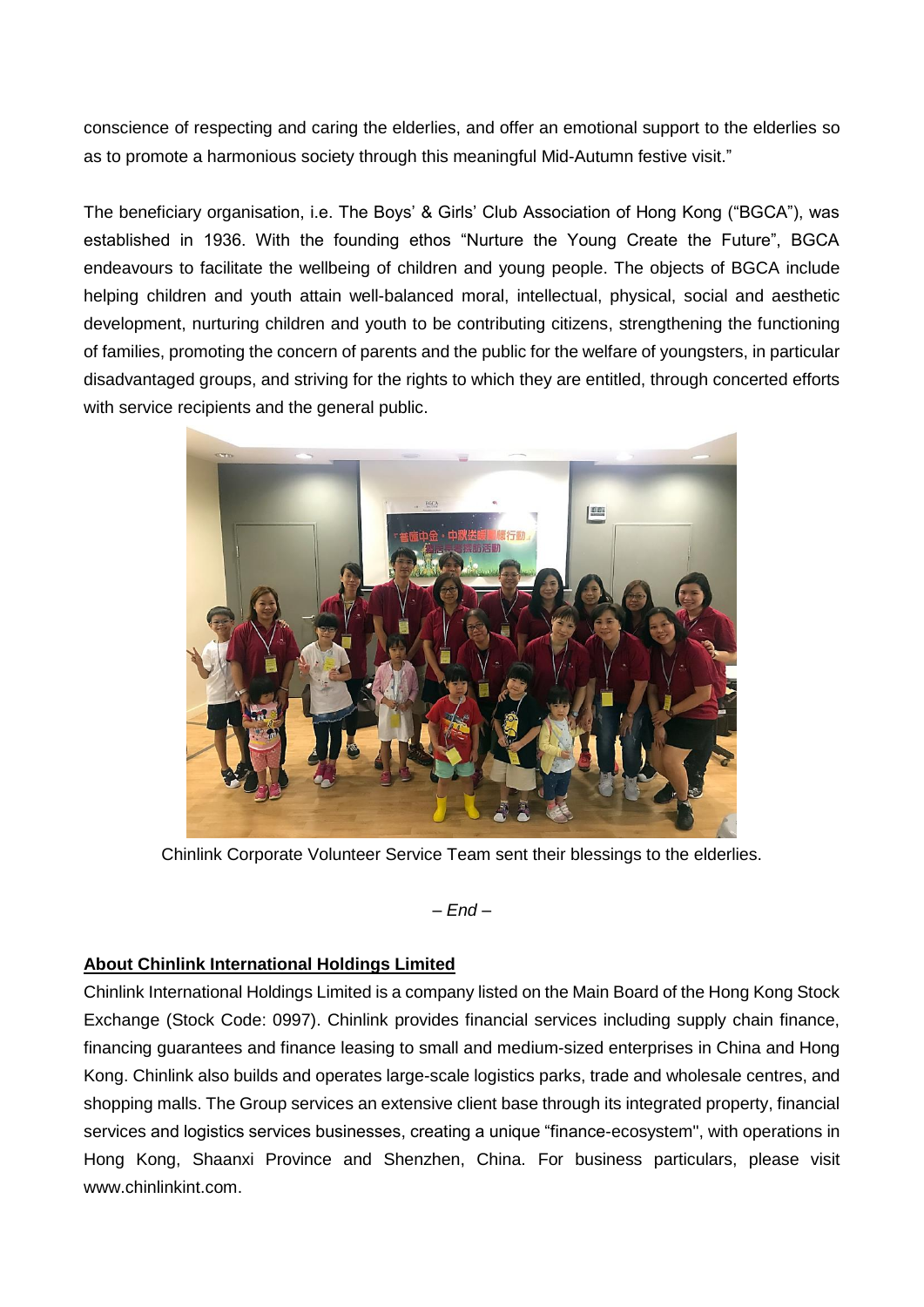conscience of respecting and caring the elderlies, and offer an emotional support to the elderlies so as to promote a harmonious society through this meaningful Mid-Autumn festive visit."

The beneficiary organisation, i.e. The Boys' & Girls' Club Association of Hong Kong ("BGCA"), was established in 1936. With the founding ethos "Nurture the Young Create the Future", BGCA endeavours to facilitate the wellbeing of children and young people. The objects of BGCA include helping children and youth attain well-balanced moral, intellectual, physical, social and aesthetic development, nurturing children and youth to be contributing citizens, strengthening the functioning of families, promoting the concern of parents and the public for the welfare of youngsters, in particular disadvantaged groups, and striving for the rights to which they are entitled, through concerted efforts with service recipients and the general public.

Chinlink Corporate Volunteer Service Team sent their blessings to the elderlies.

*– End –*

**About Chinlink International Holdings Limited**

Chinlink International Holdings Limited is a company listed on the Main Board of the Hong Kong Stock Exchange (Stock Code: 0997). Chinlink provides financial services including supply chain finance, financing guarantees and finance leasing to small and medium-sized enterprises in China and Hong Kong. Chinlink also builds and operates large-scale logistics parks, trade and wholesale centres, and shopping malls. The Group services an extensive client base through its integrated property, financial services and logistics services businesses, creating a unique "finance-ecosystem", with operations in Hong Kong, Shaanxi Province and Shenzhen, China. For business particulars, please visit www.chinlinkint.com.